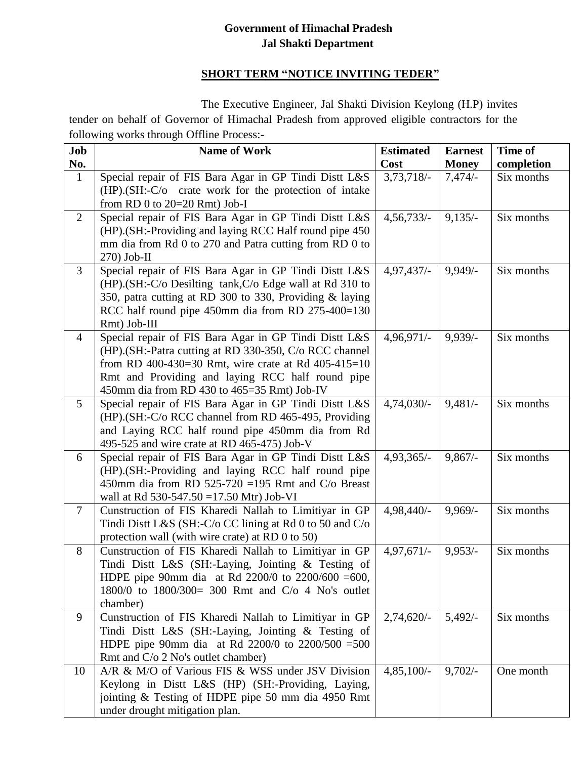**Government of Himachal Pradesh**
**Jal Shakti Department**

**SHORT TERM "NOTICE INVITING TEDER"**

The Executive Engineer, Jal Shakti Division Keylong (H.P) invites tender on behalf of Governor of Himachal Pradesh from approved eligible contractors for the following works through Offline Process:-

| Job No. | Name of Work | Estimated Cost | Earnest Money | Time of completion |
|---|---|---|---|---|
| 1 | Special repair of FIS Bara Agar in GP Tindi Distt L&S (HP).(SH:-C/o crate work for the protection of intake from RD 0 to 20=20 Rmt) Job-I | 3,73,718/- | 7,474/- | Six months |
| 2 | Special repair of FIS Bara Agar in GP Tindi Distt L&S (HP).(SH:-Providing and laying RCC Half round pipe 450 mm dia from Rd 0 to 270 and Patra cutting from RD 0 to 270) Job-II | 4,56,733/- | 9,135/- | Six months |
| 3 | Special repair of FIS Bara Agar in GP Tindi Distt L&S (HP).(SH:-C/o Desilting tank,C/o Edge wall at Rd 310 to 350, patra cutting at RD 300 to 330, Providing & laying RCC half round pipe 450mm dia from RD 275-400=130 Rmt) Job-III | 4,97,437/- | 9,949/- | Six months |
| 4 | Special repair of FIS Bara Agar in GP Tindi Distt L&S (HP).(SH:-Patra cutting at RD 330-350, C/o RCC channel from RD 400-430=30 Rmt, wire crate at Rd 405-415=10 Rmt and Providing and laying RCC half round pipe 450mm dia from RD 430 to 465=35 Rmt) Job-IV | 4,96,971/- | 9,939/- | Six months |
| 5 | Special repair of FIS Bara Agar in GP Tindi Distt L&S (HP).(SH:-C/o RCC channel from RD 465-495, Providing and Laying RCC half round pipe 450mm dia from Rd 495-525 and wire crate at RD 465-475) Job-V | 4,74,030/- | 9,481/- | Six months |
| 6 | Special repair of FIS Bara Agar in GP Tindi Distt L&S (HP).(SH:-Providing and laying RCC half round pipe 450mm dia from RD 525-720 =195 Rmt and C/o Breast wall at Rd 530-547.50 =17.50 Mtr) Job-VI | 4,93,365/- | 9,867/- | Six months |
| 7 | Cunstruction of FIS Kharedi Nallah to Limitiyar in GP Tindi Distt L&S (SH:-C/o CC lining at Rd 0 to 50 and C/o protection wall (with wire crate) at RD 0 to 50) | 4,98,440/- | 9,969/- | Six months |
| 8 | Cunstruction of FIS Kharedi Nallah to Limitiyar in GP Tindi Distt L&S (SH:-Laying, Jointing & Testing of HDPE pipe 90mm dia at Rd 2200/0 to 2200/600 =600, 1800/0 to 1800/300= 300 Rmt and C/o 4 No's outlet chamber) | 4,97,671/- | 9,953/- | Six months |
| 9 | Cunstruction of FIS Kharedi Nallah to Limitiyar in GP Tindi Distt L&S (SH:-Laying, Jointing & Testing of HDPE pipe 90mm dia at Rd 2200/0 to 2200/500 =500 Rmt and C/o 2 No's outlet chamber) | 2,74,620/- | 5,492/- | Six months |
| 10 | A/R & M/O of Various FIS & WSS under JSV Division Keylong in Distt L&S (HP) (SH:-Providing, Laying, jointing & Testing of HDPE pipe 50 mm dia 4950 Rmt under drought mitigation plan. | 4,85,100/- | 9,702/- | One month |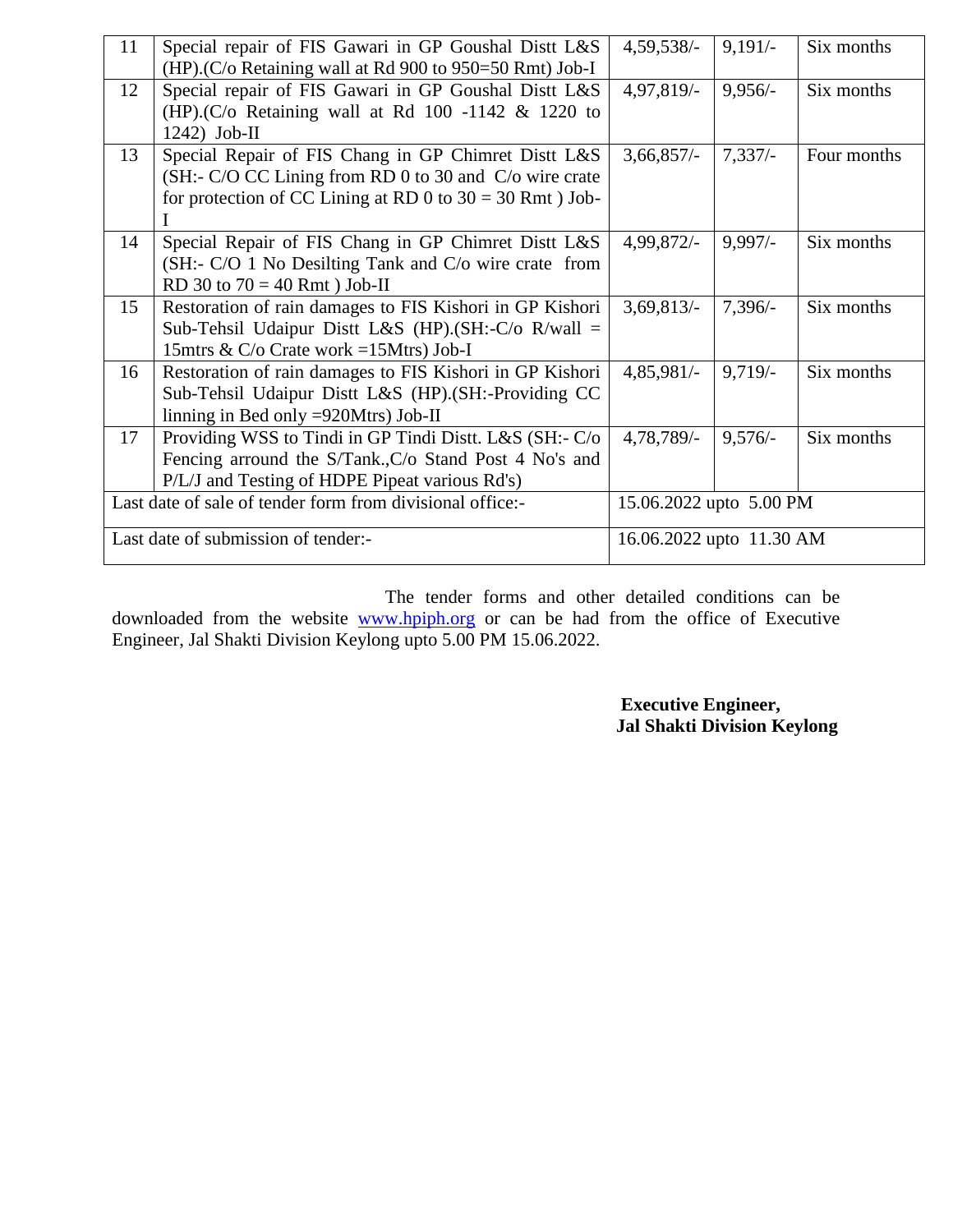| | | | | |
|---|---|---|---|---|
| 11 | Special repair of FIS Gawari in GP Goushal Distt L&S (HP).(C/o Retaining wall at Rd 900 to 950=50 Rmt) Job-I | 4,59,538/- | 9,191/- | Six months |
| 12 | Special repair of FIS Gawari in GP Goushal Distt L&S (HP).(C/o Retaining wall at Rd 100 -1142 & 1220 to 1242) Job-II | 4,97,819/- | 9,956/- | Six months |
| 13 | Special Repair of FIS Chang in GP Chimret Distt L&S (SH:- C/O CC Lining from RD 0 to 30 and C/o wire crate for protection of CC Lining at RD 0 to 30 = 30 Rmt ) Job-I | 3,66,857/- | 7,337/- | Four months |
| 14 | Special Repair of FIS Chang in GP Chimret Distt L&S (SH:- C/O 1 No Desilting Tank and C/o wire crate from RD 30 to 70 = 40 Rmt ) Job-II | 4,99,872/- | 9,997/- | Six months |
| 15 | Restoration of rain damages to FIS Kishori in GP Kishori Sub-Tehsil Udaipur Distt L&S (HP).(SH:-C/o R/wall = 15mtrs & C/o Crate work =15Mtrs) Job-I | 3,69,813/- | 7,396/- | Six months |
| 16 | Restoration of rain damages to FIS Kishori in GP Kishori Sub-Tehsil Udaipur Distt L&S (HP).(SH:-Providing CC linning in Bed only =920Mtrs) Job-II | 4,85,981/- | 9,719/- | Six months |
| 17 | Providing WSS to Tindi in GP Tindi Distt. L&S (SH:- C/o Fencing arround the S/Tank.,C/o Stand Post 4 No's and P/L/J and Testing of HDPE Pipeat various Rd's) | 4,78,789/- | 9,576/- | Six months |
| Last date of sale of tender form from divisional office:- | | 15.06.2022 upto 5.00 PM | | |
| Last date of submission of tender:- | | 16.06.2022 upto 11.30 AM | | |

The tender forms and other detailed conditions can be downloaded from the website www.hpiph.org or can be had from the office of Executive Engineer, Jal Shakti Division Keylong upto 5.00 PM 15.06.2022.

**Executive Engineer,**
**Jal Shakti Division Keylong**